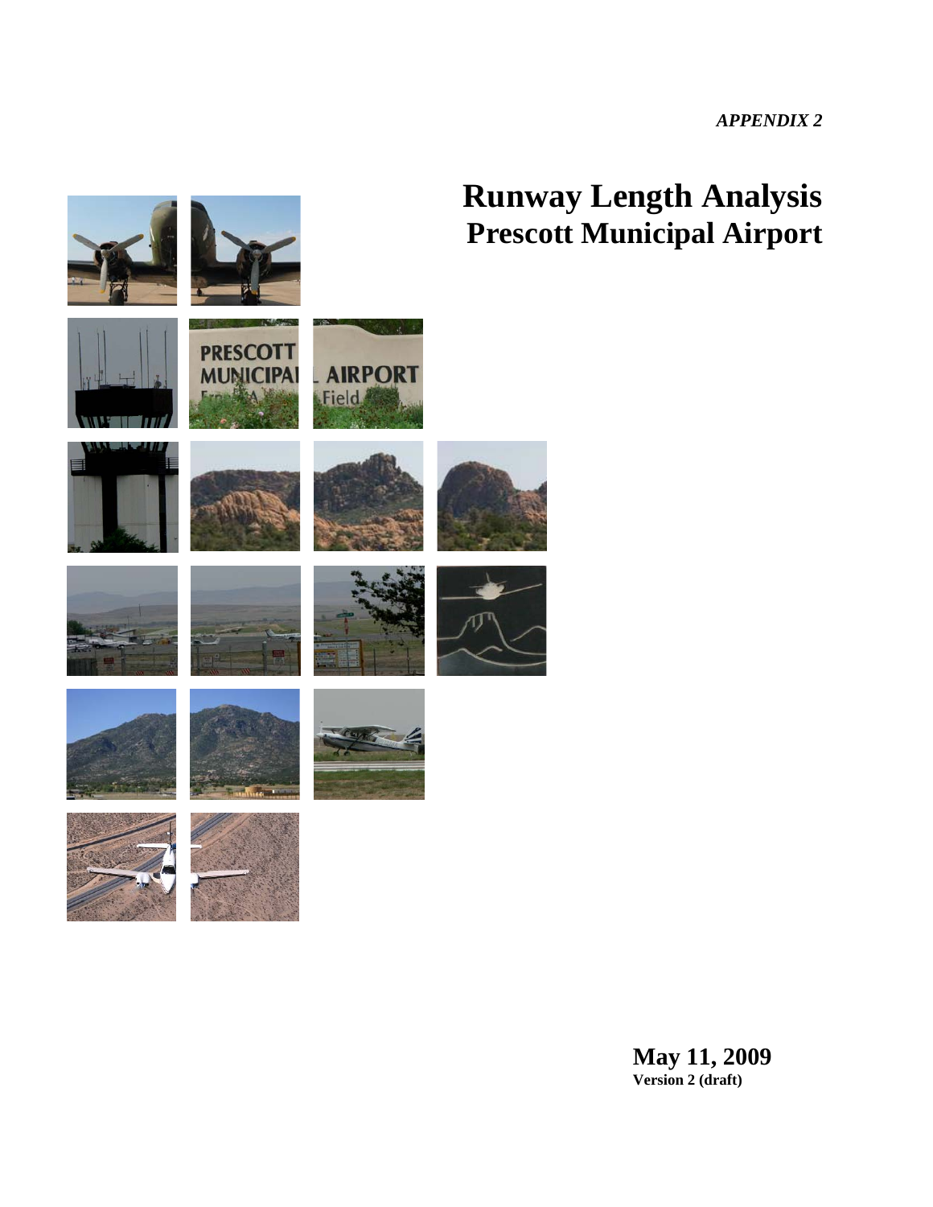*APPENDIX 2*

# Runway Length Analysis
## Prescott Municipal Airport

**May 11, 2009**
**Version 2 (draft)**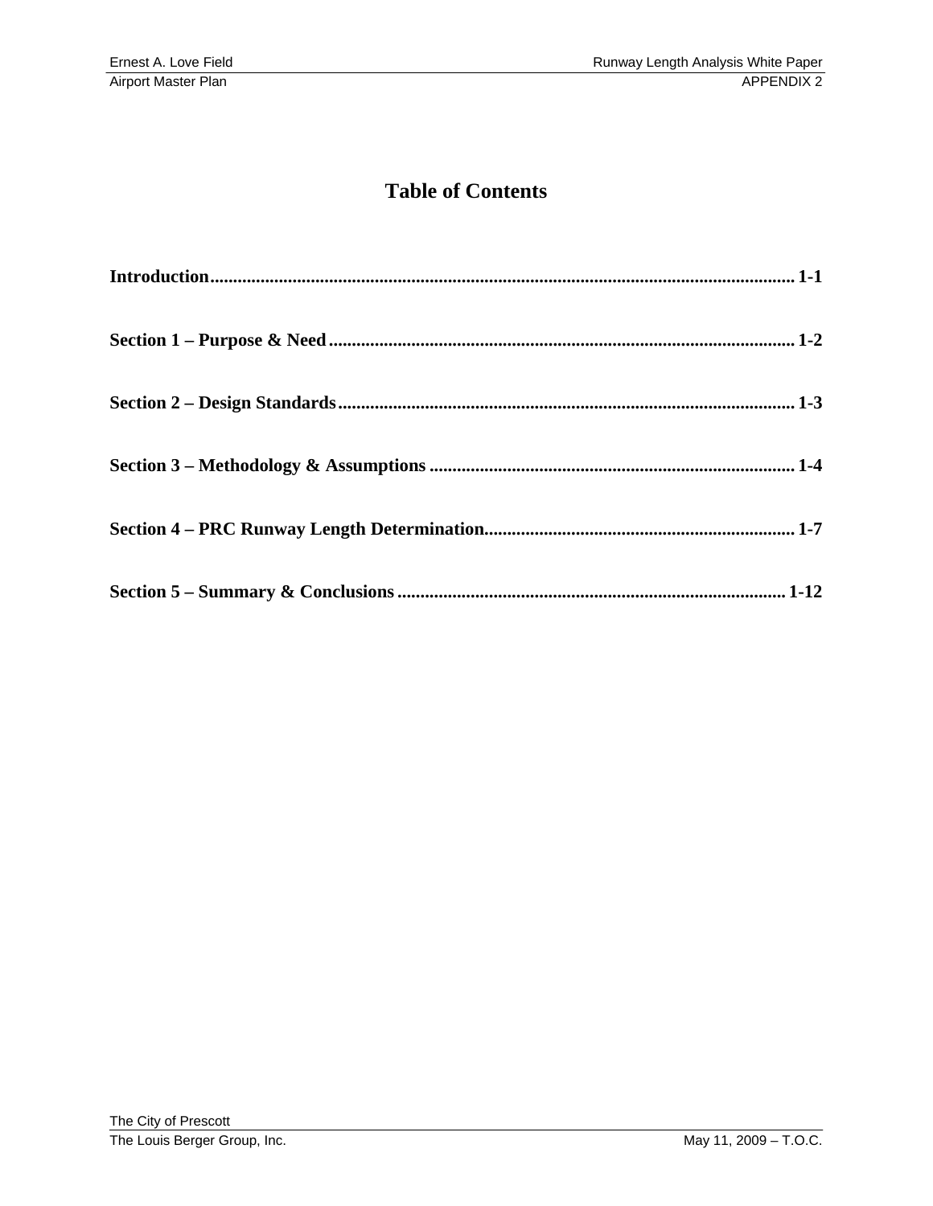# Table of Contents

**Introduction** ............................................................................................................. 1-1

**Section 1 – Purpose & Need** ................................................................................... 1-2

**Section 2 – Design Standards** ................................................................................. 1-3

**Section 3 – Methodology & Assumptions** ............................................................. 1-4

**Section 4 – PRC Runway Length Determination** ................................................. 1-7

**Section 5 – Summary & Conclusions** .................................................................. 1-12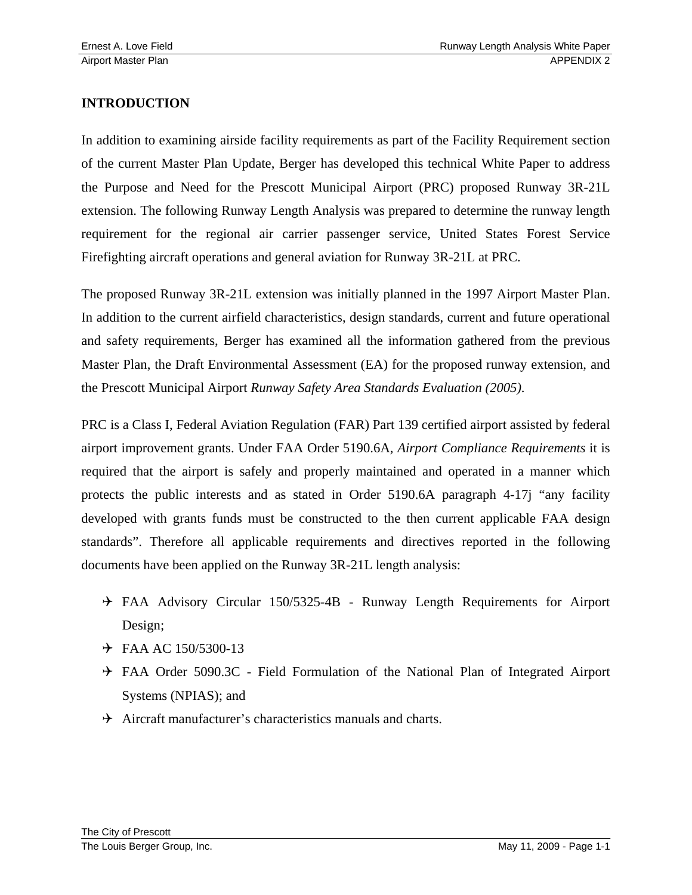## INTRODUCTION

In addition to examining airside facility requirements as part of the Facility Requirement section of the current Master Plan Update, Berger has developed this technical White Paper to address the Purpose and Need for the Prescott Municipal Airport (PRC) proposed Runway 3R-21L extension. The following Runway Length Analysis was prepared to determine the runway length requirement for the regional air carrier passenger service, United States Forest Service Firefighting aircraft operations and general aviation for Runway 3R-21L at PRC.

The proposed Runway 3R-21L extension was initially planned in the 1997 Airport Master Plan. In addition to the current airfield characteristics, design standards, current and future operational and safety requirements, Berger has examined all the information gathered from the previous Master Plan, the Draft Environmental Assessment (EA) for the proposed runway extension, and the Prescott Municipal Airport *Runway Safety Area Standards Evaluation (2005)*.

PRC is a Class I, Federal Aviation Regulation (FAR) Part 139 certified airport assisted by federal airport improvement grants. Under FAA Order 5190.6A, *Airport Compliance Requirements* it is required that the airport is safely and properly maintained and operated in a manner which protects the public interests and as stated in Order 5190.6A paragraph 4-17j "any facility developed with grants funds must be constructed to the then current applicable FAA design standards". Therefore all applicable requirements and directives reported in the following documents have been applied on the Runway 3R-21L length analysis:

- FAA Advisory Circular 150/5325-4B - Runway Length Requirements for Airport Design;
- FAA AC 150/5300-13
- FAA Order 5090.3C - Field Formulation of the National Plan of Integrated Airport Systems (NPIAS); and
- Aircraft manufacturer's characteristics manuals and charts.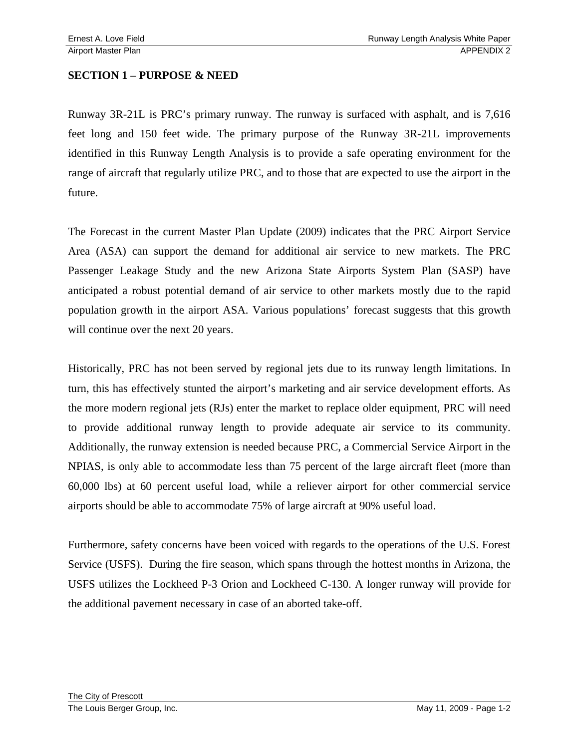## SECTION 1 – PURPOSE & NEED

Runway 3R-21L is PRC's primary runway. The runway is surfaced with asphalt, and is 7,616 feet long and 150 feet wide. The primary purpose of the Runway 3R-21L improvements identified in this Runway Length Analysis is to provide a safe operating environment for the range of aircraft that regularly utilize PRC, and to those that are expected to use the airport in the future.

The Forecast in the current Master Plan Update (2009) indicates that the PRC Airport Service Area (ASA) can support the demand for additional air service to new markets. The PRC Passenger Leakage Study and the new Arizona State Airports System Plan (SASP) have anticipated a robust potential demand of air service to other markets mostly due to the rapid population growth in the airport ASA. Various populations' forecast suggests that this growth will continue over the next 20 years.

Historically, PRC has not been served by regional jets due to its runway length limitations. In turn, this has effectively stunted the airport's marketing and air service development efforts. As the more modern regional jets (RJs) enter the market to replace older equipment, PRC will need to provide additional runway length to provide adequate air service to its community. Additionally, the runway extension is needed because PRC, a Commercial Service Airport in the NPIAS, is only able to accommodate less than 75 percent of the large aircraft fleet (more than 60,000 lbs) at 60 percent useful load, while a reliever airport for other commercial service airports should be able to accommodate 75% of large aircraft at 90% useful load.

Furthermore, safety concerns have been voiced with regards to the operations of the U.S. Forest Service (USFS). During the fire season, which spans through the hottest months in Arizona, the USFS utilizes the Lockheed P-3 Orion and Lockheed C-130. A longer runway will provide for the additional pavement necessary in case of an aborted take-off.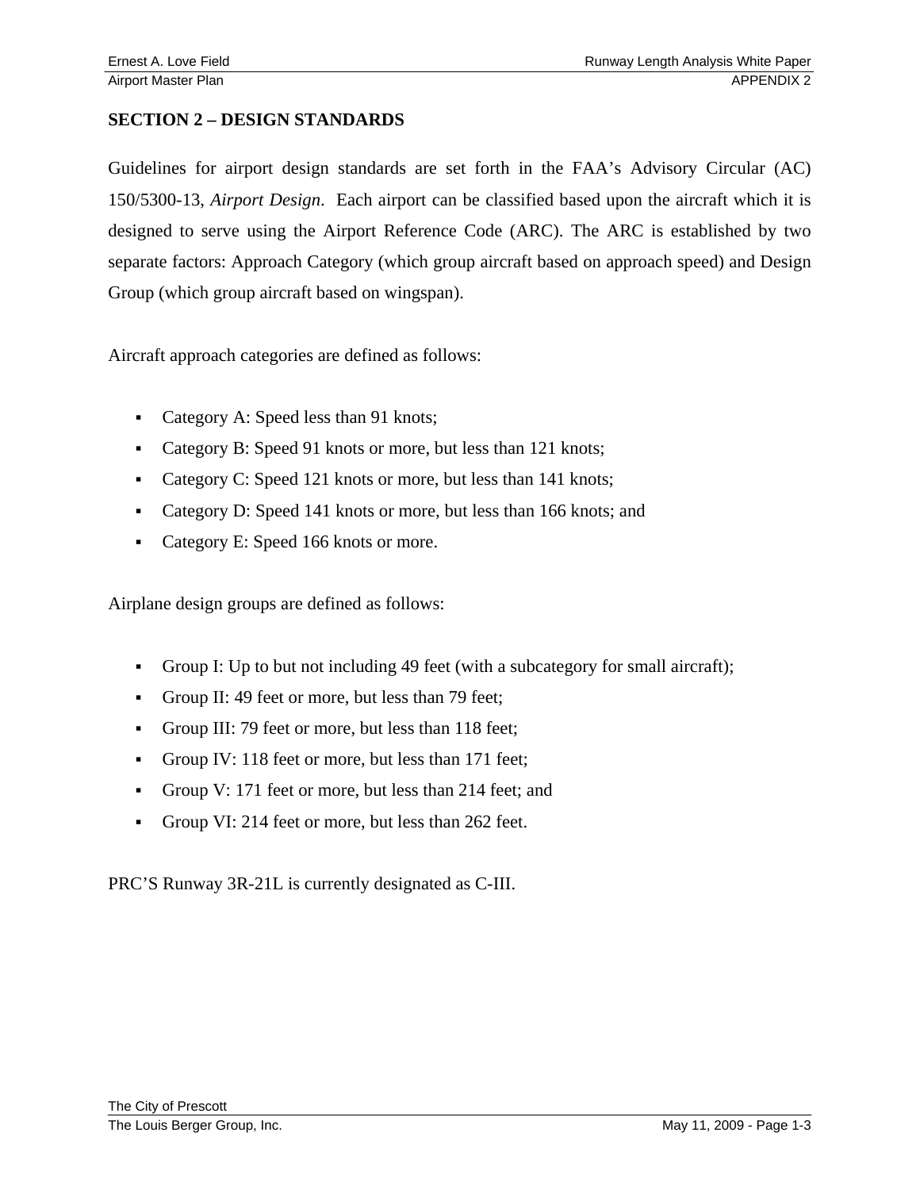## SECTION 2 – DESIGN STANDARDS

Guidelines for airport design standards are set forth in the FAA's Advisory Circular (AC) 150/5300-13, *Airport Design*. Each airport can be classified based upon the aircraft which it is designed to serve using the Airport Reference Code (ARC). The ARC is established by two separate factors: Approach Category (which group aircraft based on approach speed) and Design Group (which group aircraft based on wingspan).

Aircraft approach categories are defined as follows:

- Category A: Speed less than 91 knots;
- Category B: Speed 91 knots or more, but less than 121 knots;
- Category C: Speed 121 knots or more, but less than 141 knots;
- Category D: Speed 141 knots or more, but less than 166 knots; and
- Category E: Speed 166 knots or more.

Airplane design groups are defined as follows:

- Group I: Up to but not including 49 feet (with a subcategory for small aircraft);
- Group II: 49 feet or more, but less than 79 feet;
- Group III: 79 feet or more, but less than 118 feet;
- Group IV: 118 feet or more, but less than 171 feet;
- Group V: 171 feet or more, but less than 214 feet; and
- Group VI: 214 feet or more, but less than 262 feet.

PRC'S Runway 3R-21L is currently designated as C-III.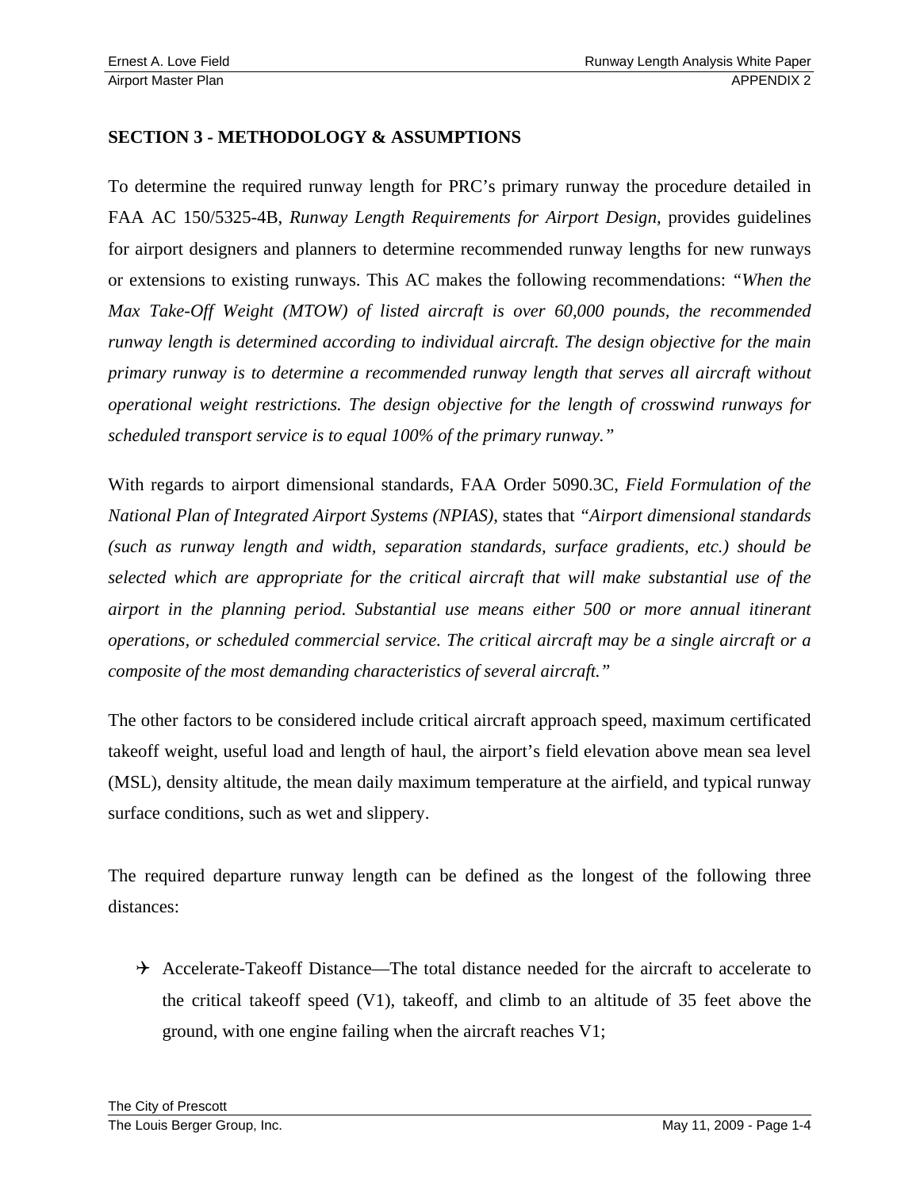## SECTION 3 - METHODOLOGY & ASSUMPTIONS

To determine the required runway length for PRC's primary runway the procedure detailed in FAA AC 150/5325-4B, *Runway Length Requirements for Airport Design,* provides guidelines for airport designers and planners to determine recommended runway lengths for new runways or extensions to existing runways. This AC makes the following recommendations: *"When the Max Take-Off Weight (MTOW) of listed aircraft is over 60,000 pounds, the recommended runway length is determined according to individual aircraft. The design objective for the main primary runway is to determine a recommended runway length that serves all aircraft without operational weight restrictions. The design objective for the length of crosswind runways for scheduled transport service is to equal 100% of the primary runway."*

With regards to airport dimensional standards, FAA Order 5090.3C, *Field Formulation of the National Plan of Integrated Airport Systems (NPIAS)*, states that *"Airport dimensional standards (such as runway length and width, separation standards, surface gradients, etc.) should be selected which are appropriate for the critical aircraft that will make substantial use of the airport in the planning period. Substantial use means either 500 or more annual itinerant operations, or scheduled commercial service. The critical aircraft may be a single aircraft or a composite of the most demanding characteristics of several aircraft."*

The other factors to be considered include critical aircraft approach speed, maximum certificated takeoff weight, useful load and length of haul, the airport's field elevation above mean sea level (MSL), density altitude, the mean daily maximum temperature at the airfield, and typical runway surface conditions, such as wet and slippery.

The required departure runway length can be defined as the longest of the following three distances:

- Accelerate-Takeoff Distance—The total distance needed for the aircraft to accelerate to the critical takeoff speed (V1), takeoff, and climb to an altitude of 35 feet above the ground, with one engine failing when the aircraft reaches V1;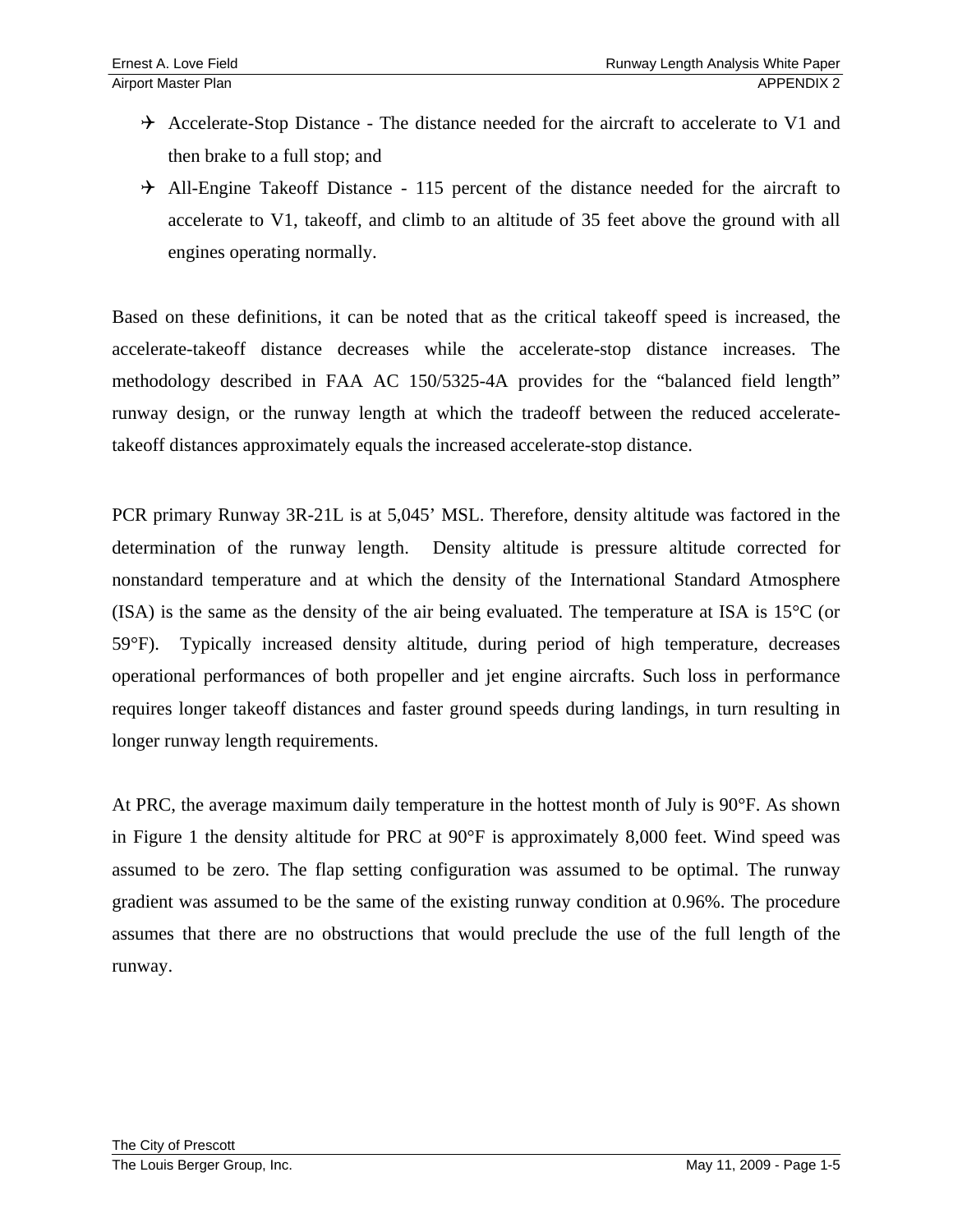- Accelerate-Stop Distance - The distance needed for the aircraft to accelerate to V1 and then brake to a full stop; and
- All-Engine Takeoff Distance - 115 percent of the distance needed for the aircraft to accelerate to V1, takeoff, and climb to an altitude of 35 feet above the ground with all engines operating normally.

Based on these definitions, it can be noted that as the critical takeoff speed is increased, the accelerate-takeoff distance decreases while the accelerate-stop distance increases. The methodology described in FAA AC 150/5325-4A provides for the "balanced field length" runway design, or the runway length at which the tradeoff between the reduced accelerate-takeoff distances approximately equals the increased accelerate-stop distance.

PCR primary Runway 3R-21L is at 5,045' MSL. Therefore, density altitude was factored in the determination of the runway length. Density altitude is pressure altitude corrected for nonstandard temperature and at which the density of the International Standard Atmosphere (ISA) is the same as the density of the air being evaluated. The temperature at ISA is 15°C (or 59°F). Typically increased density altitude, during period of high temperature, decreases operational performances of both propeller and jet engine aircrafts. Such loss in performance requires longer takeoff distances and faster ground speeds during landings, in turn resulting in longer runway length requirements.

At PRC, the average maximum daily temperature in the hottest month of July is 90°F. As shown in Figure 1 the density altitude for PRC at 90°F is approximately 8,000 feet. Wind speed was assumed to be zero. The flap setting configuration was assumed to be optimal. The runway gradient was assumed to be the same of the existing runway condition at 0.96%. The procedure assumes that there are no obstructions that would preclude the use of the full length of the runway.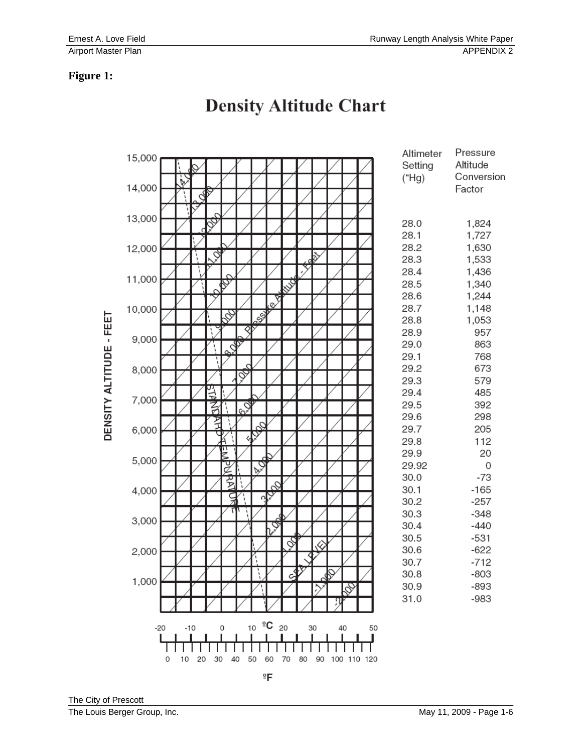**Figure 1:**

# Density Altitude Chart

| Altimeter Setting ("Hg) | Pressure Altitude Conversion Factor |
| --- | --- |
| 28.0 | 1,824 |
| 28.1 | 1,727 |
| 28.2 | 1,630 |
| 28.3 | 1,533 |
| 28.4 | 1,436 |
| 28.5 | 1,340 |
| 28.6 | 1,244 |
| 28.7 | 1,148 |
| 28.8 | 1,053 |
| 28.9 | 957 |
| 29.0 | 863 |
| 29.1 | 768 |
| 29.2 | 673 |
| 29.3 | 579 |
| 29.4 | 485 |
| 29.5 | 392 |
| 29.6 | 298 |
| 29.7 | 205 |
| 29.8 | 112 |
| 29.9 | 20 |
| 29.92 | 0 |
| 30.0 | -73 |
| 30.1 | -165 |
| 30.2 | -257 |
| 30.3 | -348 |
| 30.4 | -440 |
| 30.5 | -531 |
| 30.6 | -622 |
| 30.7 | -712 |
| 30.8 | -803 |
| 30.9 | -893 |
| 31.0 | -983 |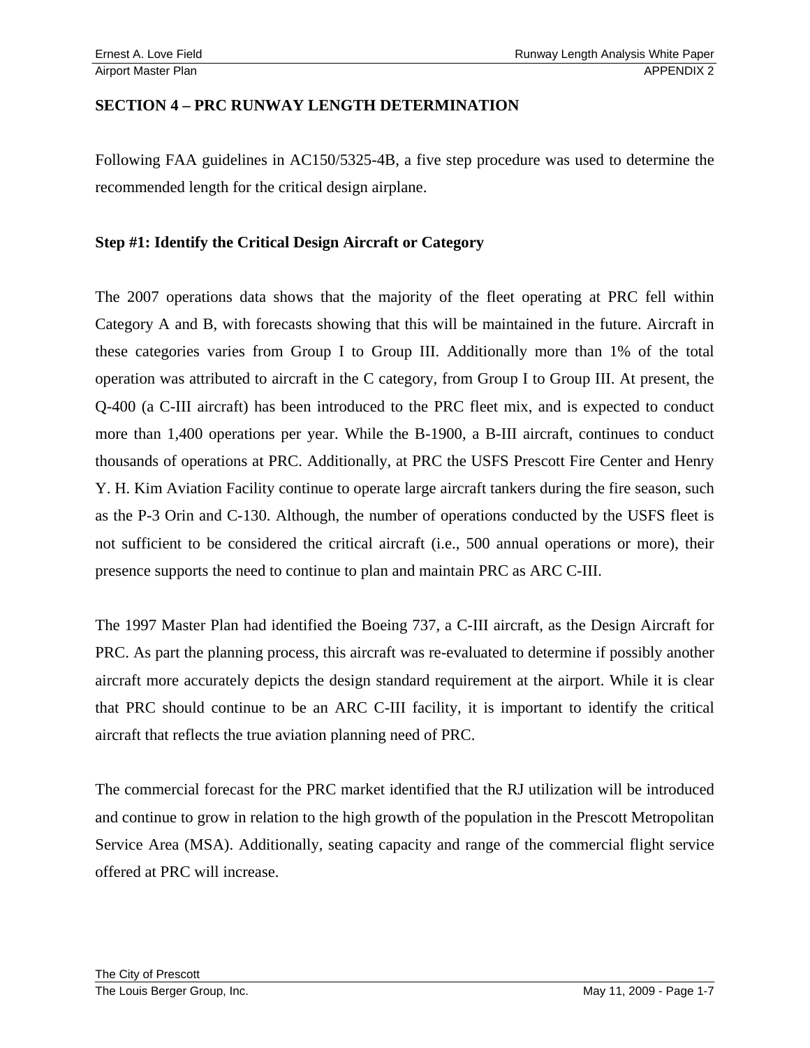## SECTION 4 – PRC RUNWAY LENGTH DETERMINATION

Following FAA guidelines in AC150/5325-4B, a five step procedure was used to determine the recommended length for the critical design airplane.

### Step #1: Identify the Critical Design Aircraft or Category

The 2007 operations data shows that the majority of the fleet operating at PRC fell within Category A and B, with forecasts showing that this will be maintained in the future. Aircraft in these categories varies from Group I to Group III. Additionally more than 1% of the total operation was attributed to aircraft in the C category, from Group I to Group III. At present, the Q-400 (a C-III aircraft) has been introduced to the PRC fleet mix, and is expected to conduct more than 1,400 operations per year. While the B-1900, a B-III aircraft, continues to conduct thousands of operations at PRC. Additionally, at PRC the USFS Prescott Fire Center and Henry Y. H. Kim Aviation Facility continue to operate large aircraft tankers during the fire season, such as the P-3 Orin and C-130. Although, the number of operations conducted by the USFS fleet is not sufficient to be considered the critical aircraft (i.e., 500 annual operations or more), their presence supports the need to continue to plan and maintain PRC as ARC C-III.

The 1997 Master Plan had identified the Boeing 737, a C-III aircraft, as the Design Aircraft for PRC. As part the planning process, this aircraft was re-evaluated to determine if possibly another aircraft more accurately depicts the design standard requirement at the airport. While it is clear that PRC should continue to be an ARC C-III facility, it is important to identify the critical aircraft that reflects the true aviation planning need of PRC.

The commercial forecast for the PRC market identified that the RJ utilization will be introduced and continue to grow in relation to the high growth of the population in the Prescott Metropolitan Service Area (MSA). Additionally, seating capacity and range of the commercial flight service offered at PRC will increase.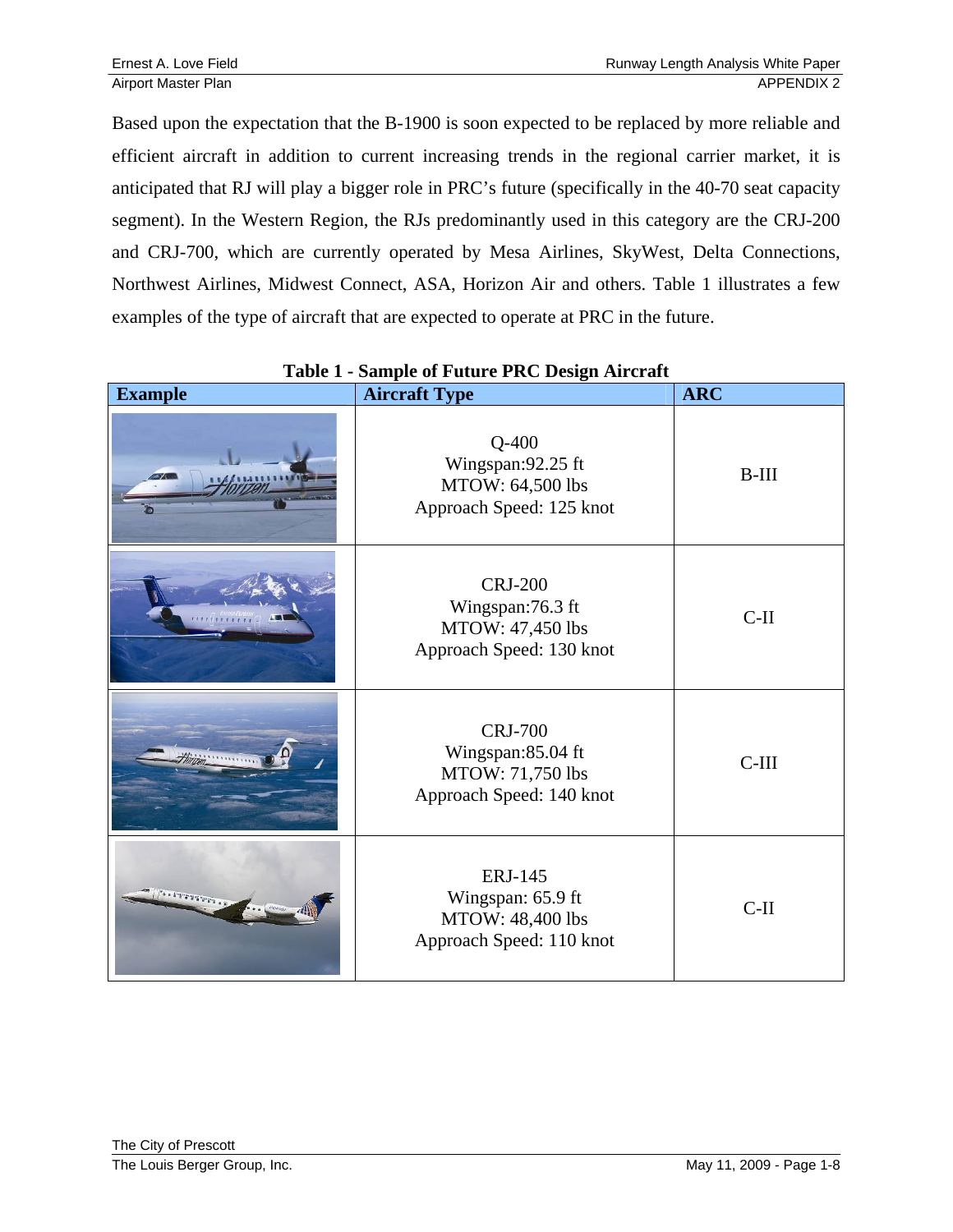Based upon the expectation that the B-1900 is soon expected to be replaced by more reliable and efficient aircraft in addition to current increasing trends in the regional carrier market, it is anticipated that RJ will play a bigger role in PRC's future (specifically in the 40-70 seat capacity segment). In the Western Region, the RJs predominantly used in this category are the CRJ-200 and CRJ-700, which are currently operated by Mesa Airlines, SkyWest, Delta Connections, Northwest Airlines, Midwest Connect, ASA, Horizon Air and others. Table 1 illustrates a few examples of the type of aircraft that are expected to operate at PRC in the future.

**Table 1 - Sample of Future PRC Design Aircraft**

| Example | Aircraft Type | ARC |
|---|---|---|
| | Q-400<br>Wingspan:92.25 ft<br>MTOW: 64,500 lbs<br>Approach Speed: 125 knot | B-III |
| | CRJ-200<br>Wingspan:76.3 ft<br>MTOW: 47,450 lbs<br>Approach Speed: 130 knot | C-II |
| | CRJ-700<br>Wingspan:85.04 ft<br>MTOW: 71,750 lbs<br>Approach Speed: 140 knot | C-III |
| | ERJ-145<br>Wingspan: 65.9 ft<br>MTOW: 48,400 lbs<br>Approach Speed: 110 knot | C-II |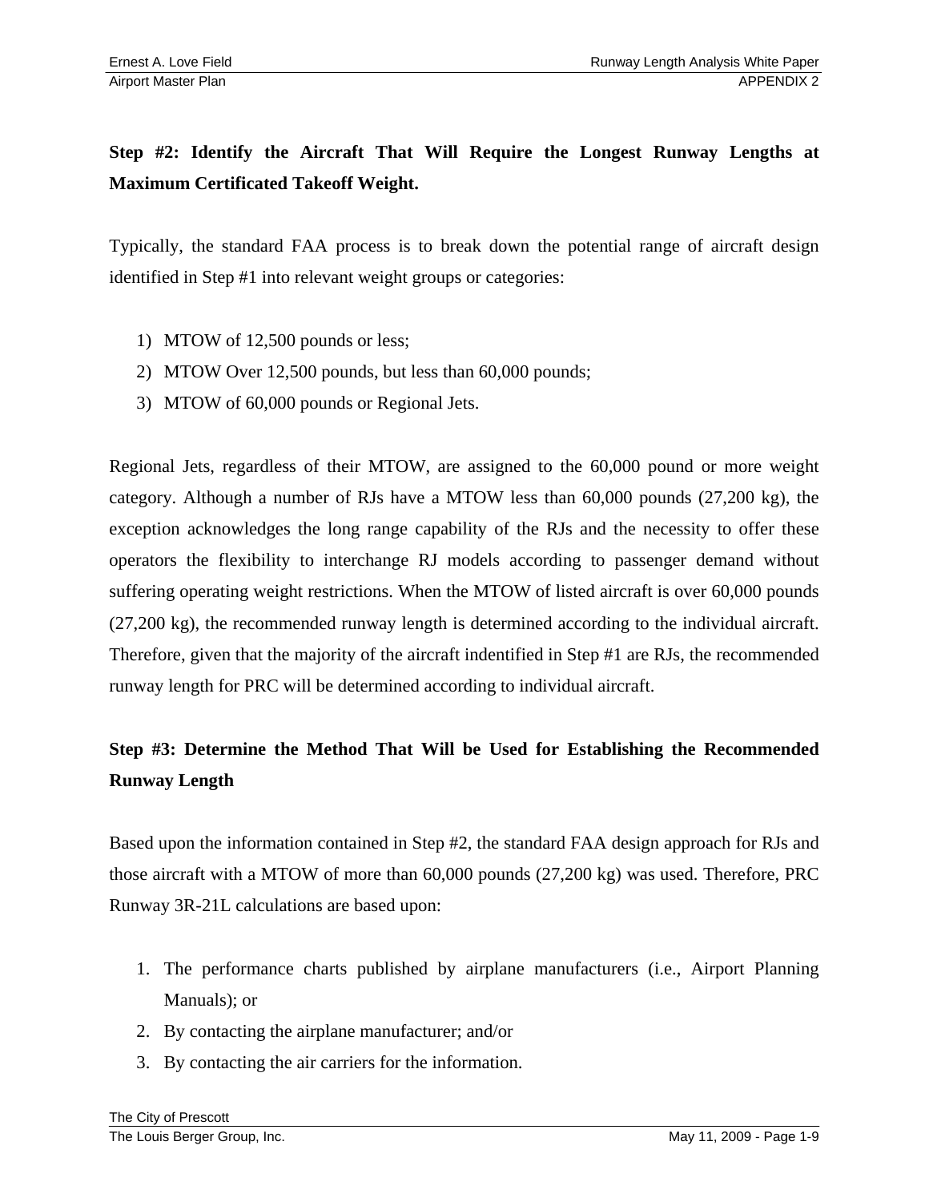**Step #2: Identify the Aircraft That Will Require the Longest Runway Lengths at Maximum Certificated Takeoff Weight.**

Typically, the standard FAA process is to break down the potential range of aircraft design identified in Step #1 into relevant weight groups or categories:

1) MTOW of 12,500 pounds or less;
2) MTOW Over 12,500 pounds, but less than 60,000 pounds;
3) MTOW of 60,000 pounds or Regional Jets.

Regional Jets, regardless of their MTOW, are assigned to the 60,000 pound or more weight category. Although a number of RJs have a MTOW less than 60,000 pounds (27,200 kg), the exception acknowledges the long range capability of the RJs and the necessity to offer these operators the flexibility to interchange RJ models according to passenger demand without suffering operating weight restrictions. When the MTOW of listed aircraft is over 60,000 pounds (27,200 kg), the recommended runway length is determined according to the individual aircraft. Therefore, given that the majority of the aircraft indentified in Step #1 are RJs, the recommended runway length for PRC will be determined according to individual aircraft.

**Step #3: Determine the Method That Will be Used for Establishing the Recommended Runway Length**

Based upon the information contained in Step #2, the standard FAA design approach for RJs and those aircraft with a MTOW of more than 60,000 pounds (27,200 kg) was used. Therefore, PRC Runway 3R-21L calculations are based upon:

1. The performance charts published by airplane manufacturers (i.e., Airport Planning Manuals); or
2. By contacting the airplane manufacturer; and/or
3. By contacting the air carriers for the information.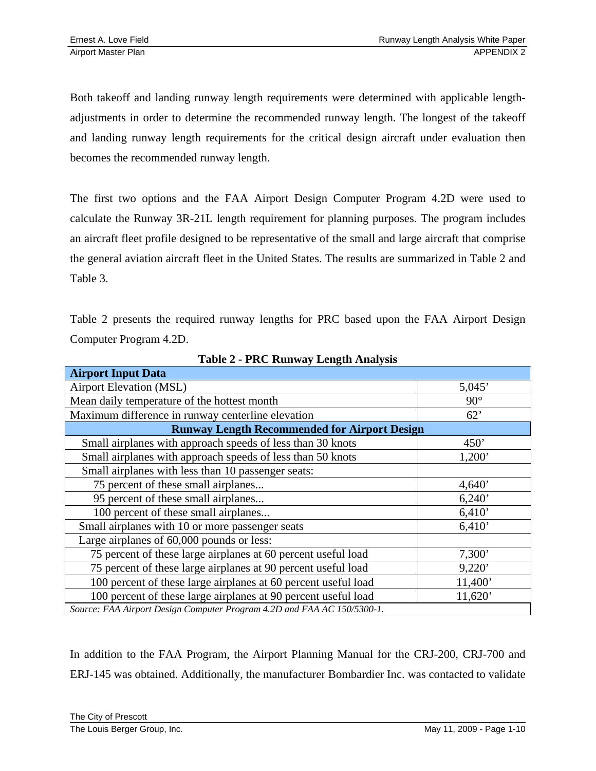Both takeoff and landing runway length requirements were determined with applicable length-adjustments in order to determine the recommended runway length. The longest of the takeoff and landing runway length requirements for the critical design aircraft under evaluation then becomes the recommended runway length.

The first two options and the FAA Airport Design Computer Program 4.2D were used to calculate the Runway 3R-21L length requirement for planning purposes. The program includes an aircraft fleet profile designed to be representative of the small and large aircraft that comprise the general aviation aircraft fleet in the United States. The results are summarized in Table 2 and Table 3.

Table 2 presents the required runway lengths for PRC based upon the FAA Airport Design Computer Program 4.2D.

**Table 2 - PRC Runway Length Analysis**

| **Airport Input Data** | |
|---|---|
| Airport Elevation (MSL) | 5,045' |
| Mean daily temperature of the hottest month | 90° |
| Maximum difference in runway centerline elevation | 62' |
| **Runway Length Recommended for Airport Design** | |
| Small airplanes with approach speeds of less than 30 knots | 450' |
| Small airplanes with approach speeds of less than 50 knots | 1,200' |
| Small airplanes with less than 10 passenger seats: | |
| 75 percent of these small airplanes... | 4,640' |
| 95 percent of these small airplanes... | 6,240' |
| 100 percent of these small airplanes... | 6,410' |
| Small airplanes with 10 or more passenger seats | 6,410' |
| Large airplanes of 60,000 pounds or less: | |
| 75 percent of these large airplanes at 60 percent useful load | 7,300' |
| 75 percent of these large airplanes at 90 percent useful load | 9,220' |
| 100 percent of these large airplanes at 60 percent useful load | 11,400' |
| 100 percent of these large airplanes at 90 percent useful load | 11,620' |

*Source: FAA Airport Design Computer Program 4.2D and FAA AC 150/5300-1.*

In addition to the FAA Program, the Airport Planning Manual for the CRJ-200, CRJ-700 and ERJ-145 was obtained. Additionally, the manufacturer Bombardier Inc. was contacted to validate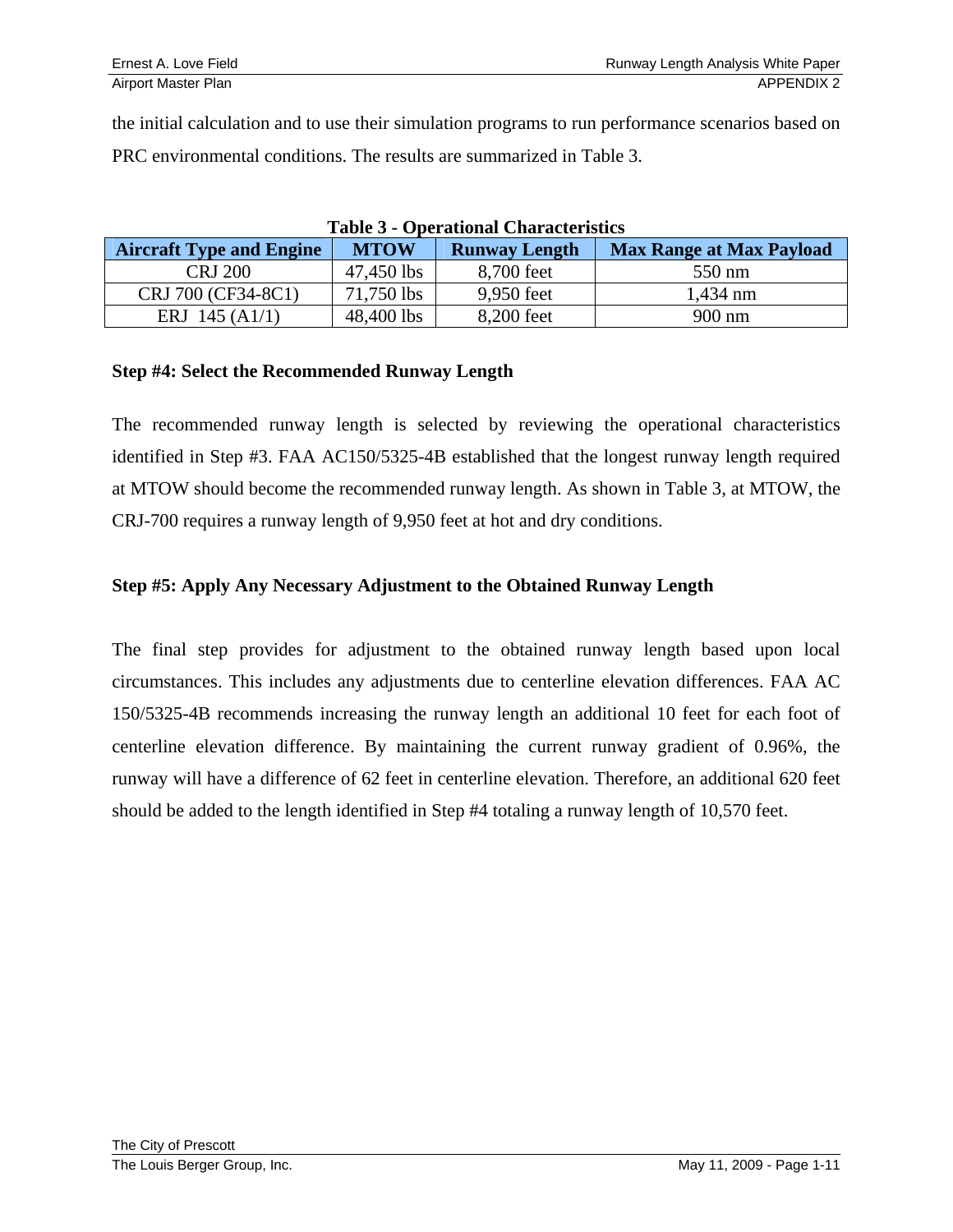the initial calculation and to use their simulation programs to run performance scenarios based on PRC environmental conditions. The results are summarized in Table 3.

**Table 3 - Operational Characteristics**

| Aircraft Type and Engine | MTOW | Runway Length | Max Range at Max Payload |
|---|---|---|---|
| CRJ 200 | 47,450 lbs | 8,700 feet | 550 nm |
| CRJ 700 (CF34-8C1) | 71,750 lbs | 9,950 feet | 1,434 nm |
| ERJ 145 (A1/1) | 48,400 lbs | 8,200 feet | 900 nm |

**Step #4: Select the Recommended Runway Length**

The recommended runway length is selected by reviewing the operational characteristics identified in Step #3. FAA AC150/5325-4B established that the longest runway length required at MTOW should become the recommended runway length. As shown in Table 3, at MTOW, the CRJ-700 requires a runway length of 9,950 feet at hot and dry conditions.

**Step #5: Apply Any Necessary Adjustment to the Obtained Runway Length**

The final step provides for adjustment to the obtained runway length based upon local circumstances. This includes any adjustments due to centerline elevation differences. FAA AC 150/5325-4B recommends increasing the runway length an additional 10 feet for each foot of centerline elevation difference. By maintaining the current runway gradient of 0.96%, the runway will have a difference of 62 feet in centerline elevation. Therefore, an additional 620 feet should be added to the length identified in Step #4 totaling a runway length of 10,570 feet.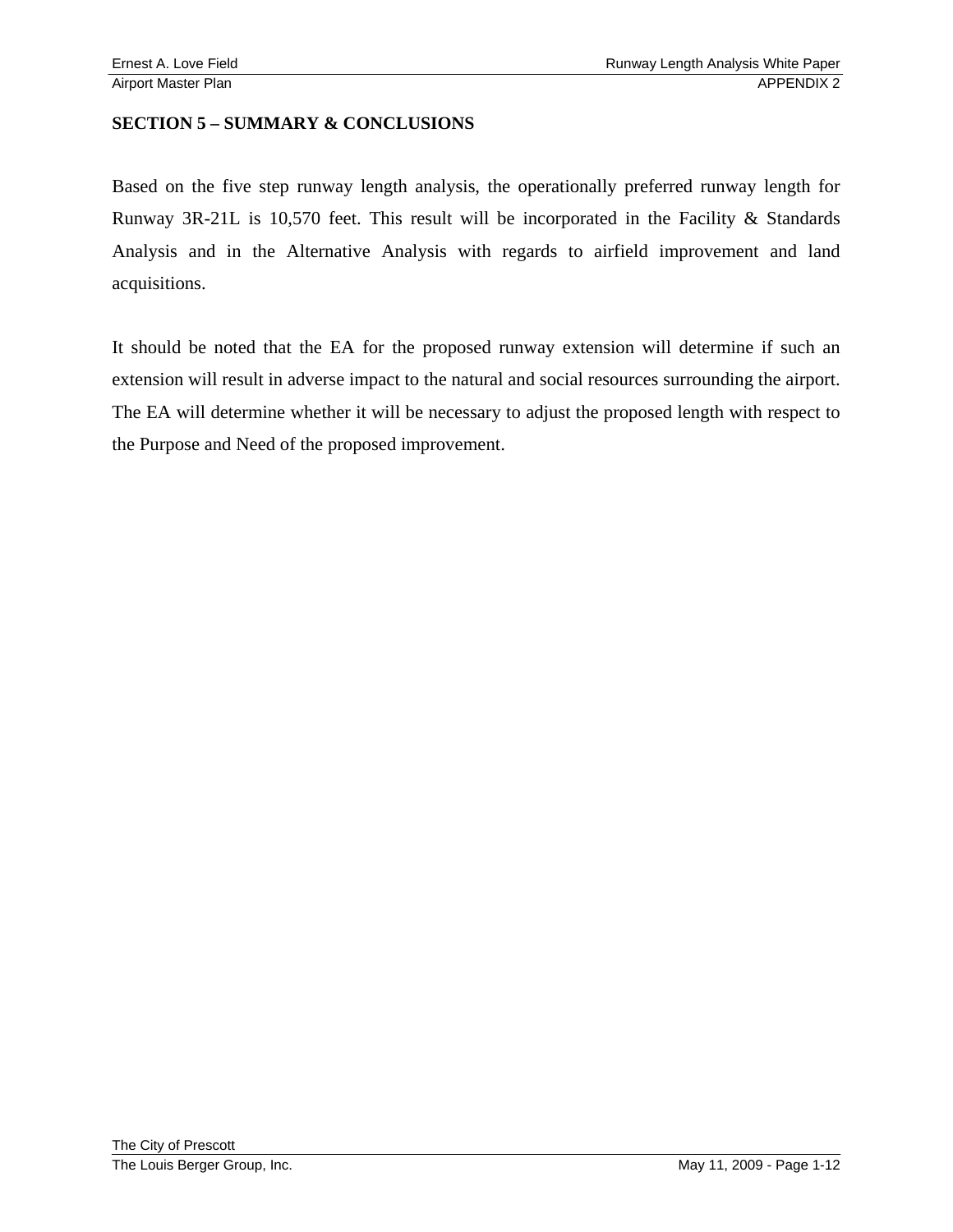## SECTION 5 – SUMMARY & CONCLUSIONS

Based on the five step runway length analysis, the operationally preferred runway length for Runway 3R-21L is 10,570 feet. This result will be incorporated in the Facility & Standards Analysis and in the Alternative Analysis with regards to airfield improvement and land acquisitions.

It should be noted that the EA for the proposed runway extension will determine if such an extension will result in adverse impact to the natural and social resources surrounding the airport. The EA will determine whether it will be necessary to adjust the proposed length with respect to the Purpose and Need of the proposed improvement.